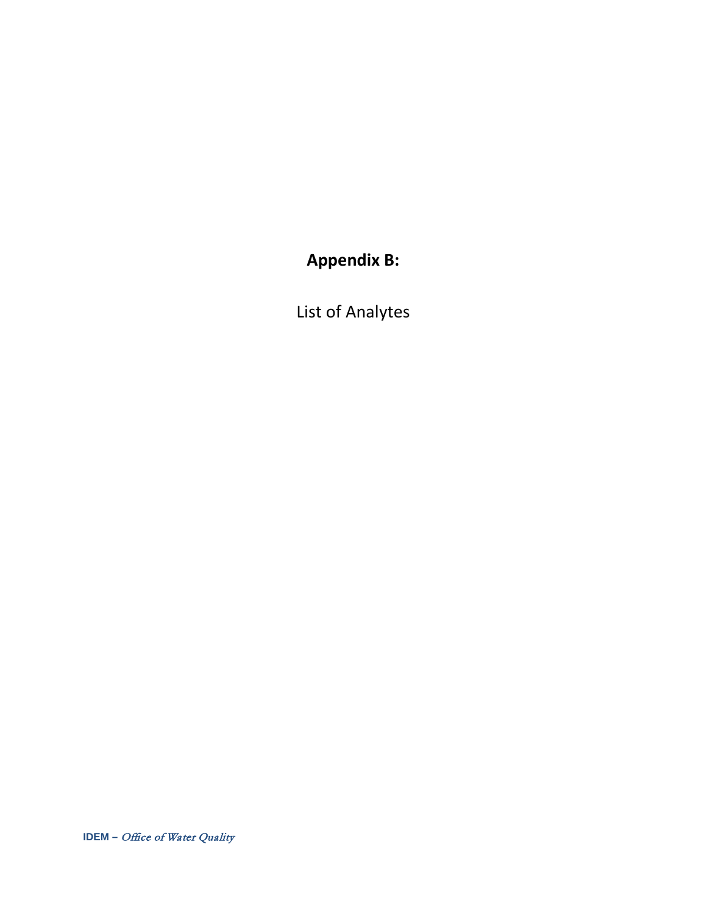# Appendix B:

List of Analytes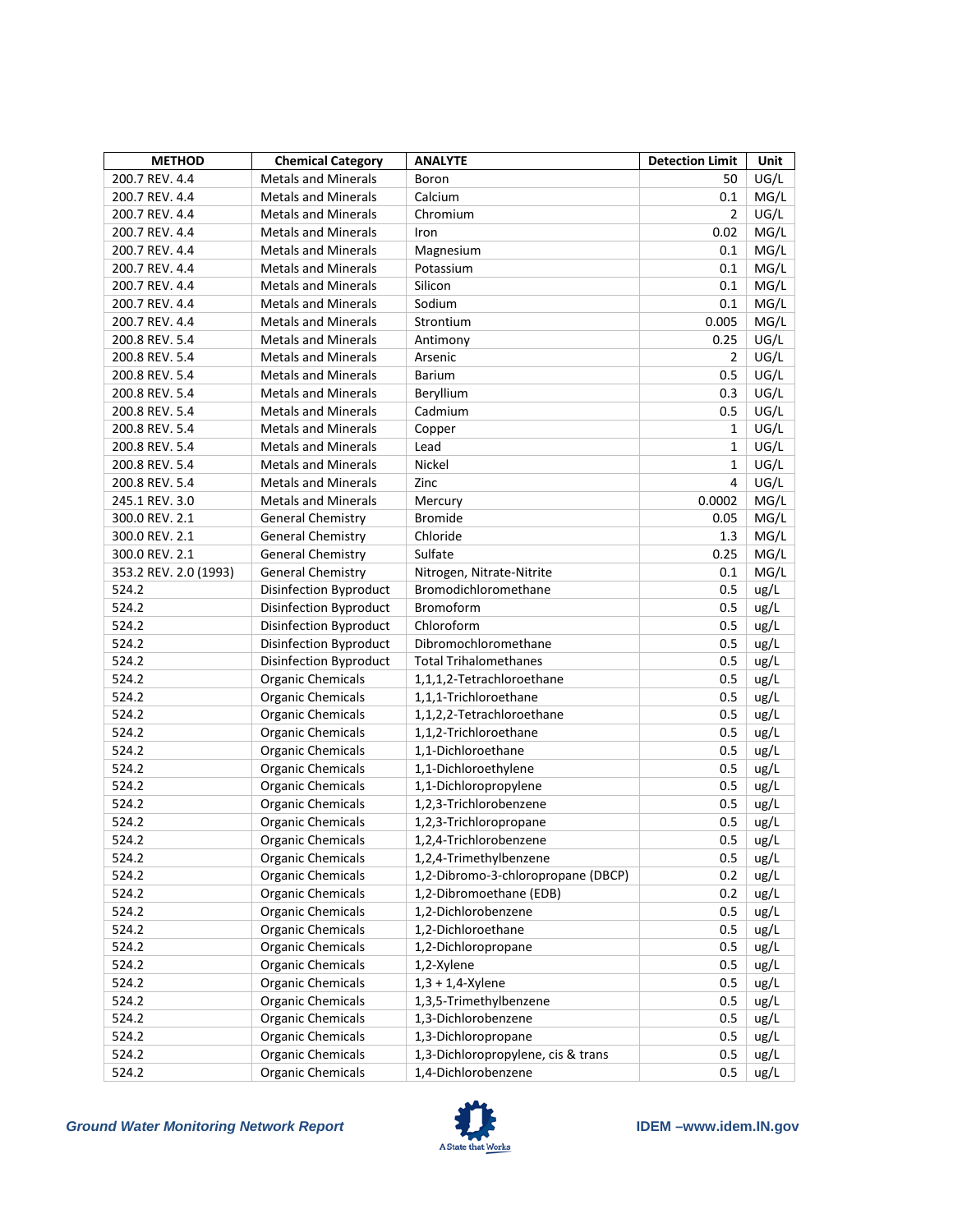| METHOD | Chemical Category | ANALYTE | Detection Limit | Unit |
|---|---|---|---|---|
| 200.7 REV. 4.4 | Metals and Minerals | Boron | 50 | UG/L |
| 200.7 REV. 4.4 | Metals and Minerals | Calcium | 0.1 | MG/L |
| 200.7 REV. 4.4 | Metals and Minerals | Chromium | 2 | UG/L |
| 200.7 REV. 4.4 | Metals and Minerals | Iron | 0.02 | MG/L |
| 200.7 REV. 4.4 | Metals and Minerals | Magnesium | 0.1 | MG/L |
| 200.7 REV. 4.4 | Metals and Minerals | Potassium | 0.1 | MG/L |
| 200.7 REV. 4.4 | Metals and Minerals | Silicon | 0.1 | MG/L |
| 200.7 REV. 4.4 | Metals and Minerals | Sodium | 0.1 | MG/L |
| 200.7 REV. 4.4 | Metals and Minerals | Strontium | 0.005 | MG/L |
| 200.8 REV. 5.4 | Metals and Minerals | Antimony | 0.25 | UG/L |
| 200.8 REV. 5.4 | Metals and Minerals | Arsenic | 2 | UG/L |
| 200.8 REV. 5.4 | Metals and Minerals | Barium | 0.5 | UG/L |
| 200.8 REV. 5.4 | Metals and Minerals | Beryllium | 0.3 | UG/L |
| 200.8 REV. 5.4 | Metals and Minerals | Cadmium | 0.5 | UG/L |
| 200.8 REV. 5.4 | Metals and Minerals | Copper | 1 | UG/L |
| 200.8 REV. 5.4 | Metals and Minerals | Lead | 1 | UG/L |
| 200.8 REV. 5.4 | Metals and Minerals | Nickel | 1 | UG/L |
| 200.8 REV. 5.4 | Metals and Minerals | Zinc | 4 | UG/L |
| 245.1 REV. 3.0 | Metals and Minerals | Mercury | 0.0002 | MG/L |
| 300.0 REV. 2.1 | General Chemistry | Bromide | 0.05 | MG/L |
| 300.0 REV. 2.1 | General Chemistry | Chloride | 1.3 | MG/L |
| 300.0 REV. 2.1 | General Chemistry | Sulfate | 0.25 | MG/L |
| 353.2 REV. 2.0 (1993) | General Chemistry | Nitrogen, Nitrate-Nitrite | 0.1 | MG/L |
| 524.2 | Disinfection Byproduct | Bromodichloromethane | 0.5 | ug/L |
| 524.2 | Disinfection Byproduct | Bromoform | 0.5 | ug/L |
| 524.2 | Disinfection Byproduct | Chloroform | 0.5 | ug/L |
| 524.2 | Disinfection Byproduct | Dibromochloromethane | 0.5 | ug/L |
| 524.2 | Disinfection Byproduct | Total Trihalomethanes | 0.5 | ug/L |
| 524.2 | Organic Chemicals | 1,1,1,2-Tetrachloroethane | 0.5 | ug/L |
| 524.2 | Organic Chemicals | 1,1,1-Trichloroethane | 0.5 | ug/L |
| 524.2 | Organic Chemicals | 1,1,2,2-Tetrachloroethane | 0.5 | ug/L |
| 524.2 | Organic Chemicals | 1,1,2-Trichloroethane | 0.5 | ug/L |
| 524.2 | Organic Chemicals | 1,1-Dichloroethane | 0.5 | ug/L |
| 524.2 | Organic Chemicals | 1,1-Dichloroethylene | 0.5 | ug/L |
| 524.2 | Organic Chemicals | 1,1-Dichloropropylene | 0.5 | ug/L |
| 524.2 | Organic Chemicals | 1,2,3-Trichlorobenzene | 0.5 | ug/L |
| 524.2 | Organic Chemicals | 1,2,3-Trichloropropane | 0.5 | ug/L |
| 524.2 | Organic Chemicals | 1,2,4-Trichlorobenzene | 0.5 | ug/L |
| 524.2 | Organic Chemicals | 1,2,4-Trimethylbenzene | 0.5 | ug/L |
| 524.2 | Organic Chemicals | 1,2-Dibromo-3-chloropropane (DBCP) | 0.2 | ug/L |
| 524.2 | Organic Chemicals | 1,2-Dibromoethane (EDB) | 0.2 | ug/L |
| 524.2 | Organic Chemicals | 1,2-Dichlorobenzene | 0.5 | ug/L |
| 524.2 | Organic Chemicals | 1,2-Dichloroethane | 0.5 | ug/L |
| 524.2 | Organic Chemicals | 1,2-Dichloropropane | 0.5 | ug/L |
| 524.2 | Organic Chemicals | 1,2-Xylene | 0.5 | ug/L |
| 524.2 | Organic Chemicals | 1,3 + 1,4-Xylene | 0.5 | ug/L |
| 524.2 | Organic Chemicals | 1,3,5-Trimethylbenzene | 0.5 | ug/L |
| 524.2 | Organic Chemicals | 1,3-Dichlorobenzene | 0.5 | ug/L |
| 524.2 | Organic Chemicals | 1,3-Dichloropropane | 0.5 | ug/L |
| 524.2 | Organic Chemicals | 1,3-Dichloropropylene, cis & trans | 0.5 | ug/L |
| 524.2 | Organic Chemicals | 1,4-Dichlorobenzene | 0.5 | ug/L |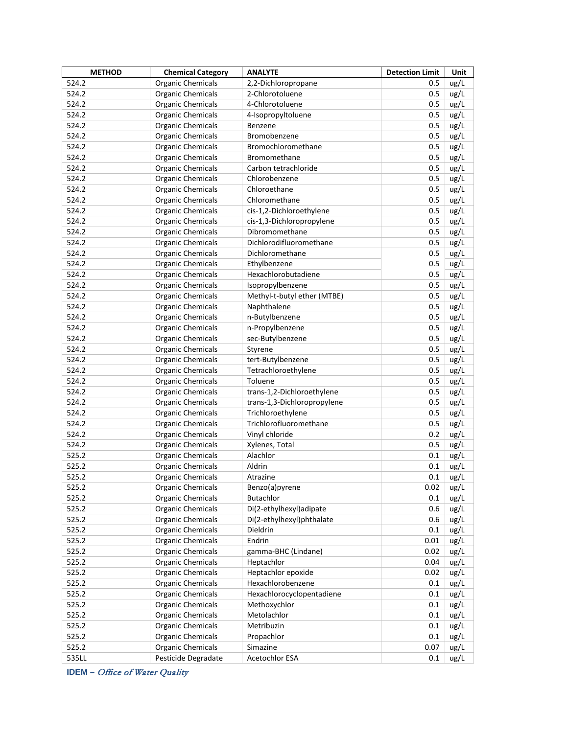| METHOD | Chemical Category | ANALYTE | Detection Limit | Unit |
|---|---|---|---|---|
| 524.2 | Organic Chemicals | 2,2-Dichloropropane | 0.5 | ug/L |
| 524.2 | Organic Chemicals | 2-Chlorotoluene | 0.5 | ug/L |
| 524.2 | Organic Chemicals | 4-Chlorotoluene | 0.5 | ug/L |
| 524.2 | Organic Chemicals | 4-Isopropyltoluene | 0.5 | ug/L |
| 524.2 | Organic Chemicals | Benzene | 0.5 | ug/L |
| 524.2 | Organic Chemicals | Bromobenzene | 0.5 | ug/L |
| 524.2 | Organic Chemicals | Bromochloromethane | 0.5 | ug/L |
| 524.2 | Organic Chemicals | Bromomethane | 0.5 | ug/L |
| 524.2 | Organic Chemicals | Carbon tetrachloride | 0.5 | ug/L |
| 524.2 | Organic Chemicals | Chlorobenzene | 0.5 | ug/L |
| 524.2 | Organic Chemicals | Chloroethane | 0.5 | ug/L |
| 524.2 | Organic Chemicals | Chloromethane | 0.5 | ug/L |
| 524.2 | Organic Chemicals | cis-1,2-Dichloroethylene | 0.5 | ug/L |
| 524.2 | Organic Chemicals | cis-1,3-Dichloropropylene | 0.5 | ug/L |
| 524.2 | Organic Chemicals | Dibromomethane | 0.5 | ug/L |
| 524.2 | Organic Chemicals | Dichlorodifluoromethane | 0.5 | ug/L |
| 524.2 | Organic Chemicals | Dichloromethane | 0.5 | ug/L |
| 524.2 | Organic Chemicals | Ethylbenzene | 0.5 | ug/L |
| 524.2 | Organic Chemicals | Hexachlorobutadiene | 0.5 | ug/L |
| 524.2 | Organic Chemicals | Isopropylbenzene | 0.5 | ug/L |
| 524.2 | Organic Chemicals | Methyl-t-butyl ether (MTBE) | 0.5 | ug/L |
| 524.2 | Organic Chemicals | Naphthalene | 0.5 | ug/L |
| 524.2 | Organic Chemicals | n-Butylbenzene | 0.5 | ug/L |
| 524.2 | Organic Chemicals | n-Propylbenzene | 0.5 | ug/L |
| 524.2 | Organic Chemicals | sec-Butylbenzene | 0.5 | ug/L |
| 524.2 | Organic Chemicals | Styrene | 0.5 | ug/L |
| 524.2 | Organic Chemicals | tert-Butylbenzene | 0.5 | ug/L |
| 524.2 | Organic Chemicals | Tetrachloroethylene | 0.5 | ug/L |
| 524.2 | Organic Chemicals | Toluene | 0.5 | ug/L |
| 524.2 | Organic Chemicals | trans-1,2-Dichloroethylene | 0.5 | ug/L |
| 524.2 | Organic Chemicals | trans-1,3-Dichloropropylene | 0.5 | ug/L |
| 524.2 | Organic Chemicals | Trichloroethylene | 0.5 | ug/L |
| 524.2 | Organic Chemicals | Trichlorofluoromethane | 0.5 | ug/L |
| 524.2 | Organic Chemicals | Vinyl chloride | 0.2 | ug/L |
| 524.2 | Organic Chemicals | Xylenes, Total | 0.5 | ug/L |
| 525.2 | Organic Chemicals | Alachlor | 0.1 | ug/L |
| 525.2 | Organic Chemicals | Aldrin | 0.1 | ug/L |
| 525.2 | Organic Chemicals | Atrazine | 0.1 | ug/L |
| 525.2 | Organic Chemicals | Benzo(a)pyrene | 0.02 | ug/L |
| 525.2 | Organic Chemicals | Butachlor | 0.1 | ug/L |
| 525.2 | Organic Chemicals | Di(2-ethylhexyl)adipate | 0.6 | ug/L |
| 525.2 | Organic Chemicals | Di(2-ethylhexyl)phthalate | 0.6 | ug/L |
| 525.2 | Organic Chemicals | Dieldrin | 0.1 | ug/L |
| 525.2 | Organic Chemicals | Endrin | 0.01 | ug/L |
| 525.2 | Organic Chemicals | gamma-BHC (Lindane) | 0.02 | ug/L |
| 525.2 | Organic Chemicals | Heptachlor | 0.04 | ug/L |
| 525.2 | Organic Chemicals | Heptachlor epoxide | 0.02 | ug/L |
| 525.2 | Organic Chemicals | Hexachlorobenzene | 0.1 | ug/L |
| 525.2 | Organic Chemicals | Hexachlorocyclopentadiene | 0.1 | ug/L |
| 525.2 | Organic Chemicals | Methoxychlor | 0.1 | ug/L |
| 525.2 | Organic Chemicals | Metolachlor | 0.1 | ug/L |
| 525.2 | Organic Chemicals | Metribuzin | 0.1 | ug/L |
| 525.2 | Organic Chemicals | Propachlor | 0.1 | ug/L |
| 525.2 | Organic Chemicals | Simazine | 0.07 | ug/L |
| 535LL | Pesticide Degradate | Acetochlor ESA | 0.1 | ug/L |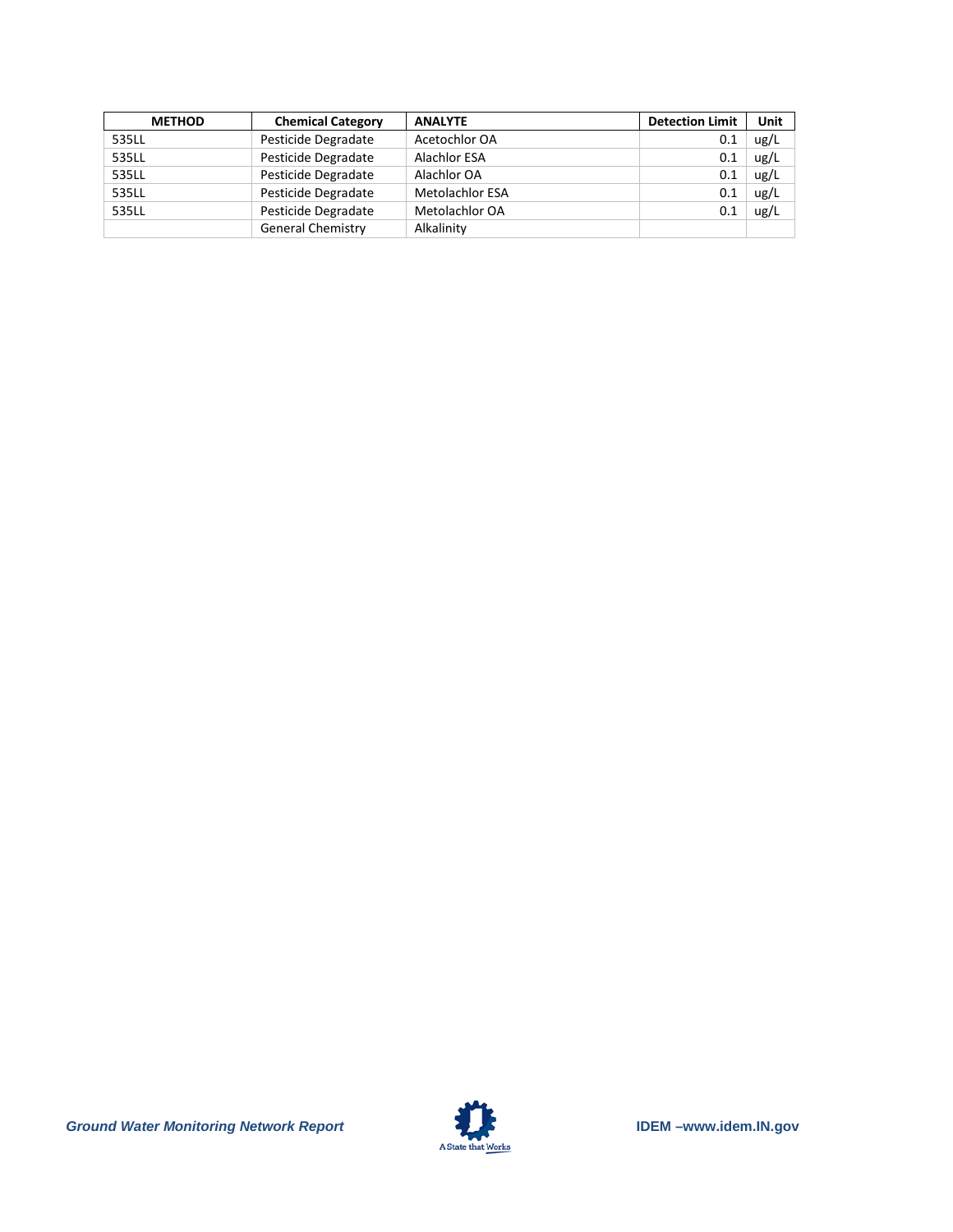| METHOD | Chemical Category | ANALYTE | Detection Limit | Unit |
|---|---|---|---|---|
| 535LL | Pesticide Degradate | Acetochlor OA | 0.1 | ug/L |
| 535LL | Pesticide Degradate | Alachlor ESA | 0.1 | ug/L |
| 535LL | Pesticide Degradate | Alachlor OA | 0.1 | ug/L |
| 535LL | Pesticide Degradate | Metolachlor ESA | 0.1 | ug/L |
| 535LL | Pesticide Degradate | Metolachlor OA | 0.1 | ug/L |
| | General Chemistry | Alkalinity | | |